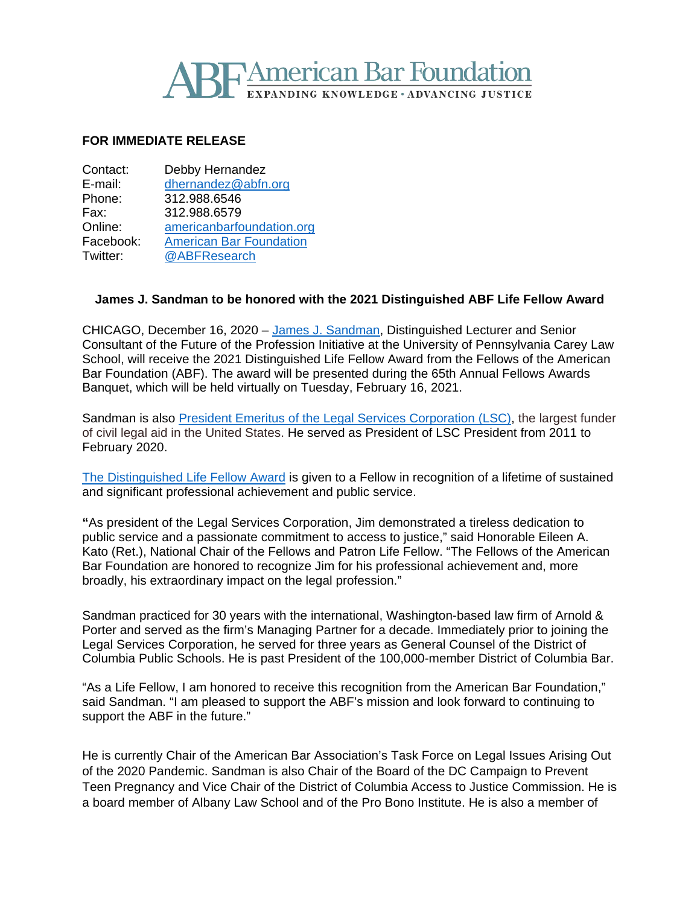# American Bar Foundation

EXPANDING KNOWLEDGE • ADVANCING JUSTICE

**FOR IMMEDIATE RELEASE**

Contact: Debby Hernandez
E-mail: dhernandez@abfn.org
Phone: 312.988.6546
Fax: 312.988.6579
Online: americanbarfoundation.org
Facebook: American Bar Foundation
Twitter: @ABFResearch

**James J. Sandman to be honored with the 2021 Distinguished ABF Life Fellow Award**

CHICAGO, December 16, 2020 – James J. Sandman, Distinguished Lecturer and Senior Consultant of the Future of the Profession Initiative at the University of Pennsylvania Carey Law School, will receive the 2021 Distinguished Life Fellow Award from the Fellows of the American Bar Foundation (ABF). The award will be presented during the 65th Annual Fellows Awards Banquet, which will be held virtually on Tuesday, February 16, 2021.

Sandman is also President Emeritus of the Legal Services Corporation (LSC), the largest funder of civil legal aid in the United States. He served as President of LSC President from 2011 to February 2020.

The Distinguished Life Fellow Award is given to a Fellow in recognition of a lifetime of sustained and significant professional achievement and public service.

"As president of the Legal Services Corporation, Jim demonstrated a tireless dedication to public service and a passionate commitment to access to justice," said Honorable Eileen A. Kato (Ret.), National Chair of the Fellows and Patron Life Fellow. "The Fellows of the American Bar Foundation are honored to recognize Jim for his professional achievement and, more broadly, his extraordinary impact on the legal profession."

Sandman practiced for 30 years with the international, Washington-based law firm of Arnold & Porter and served as the firm's Managing Partner for a decade. Immediately prior to joining the Legal Services Corporation, he served for three years as General Counsel of the District of Columbia Public Schools. He is past President of the 100,000-member District of Columbia Bar.

"As a Life Fellow, I am honored to receive this recognition from the American Bar Foundation," said Sandman. "I am pleased to support the ABF's mission and look forward to continuing to support the ABF in the future."

He is currently Chair of the American Bar Association's Task Force on Legal Issues Arising Out of the 2020 Pandemic. Sandman is also Chair of the Board of the DC Campaign to Prevent Teen Pregnancy and Vice Chair of the District of Columbia Access to Justice Commission. He is a board member of Albany Law School and of the Pro Bono Institute. He is also a member of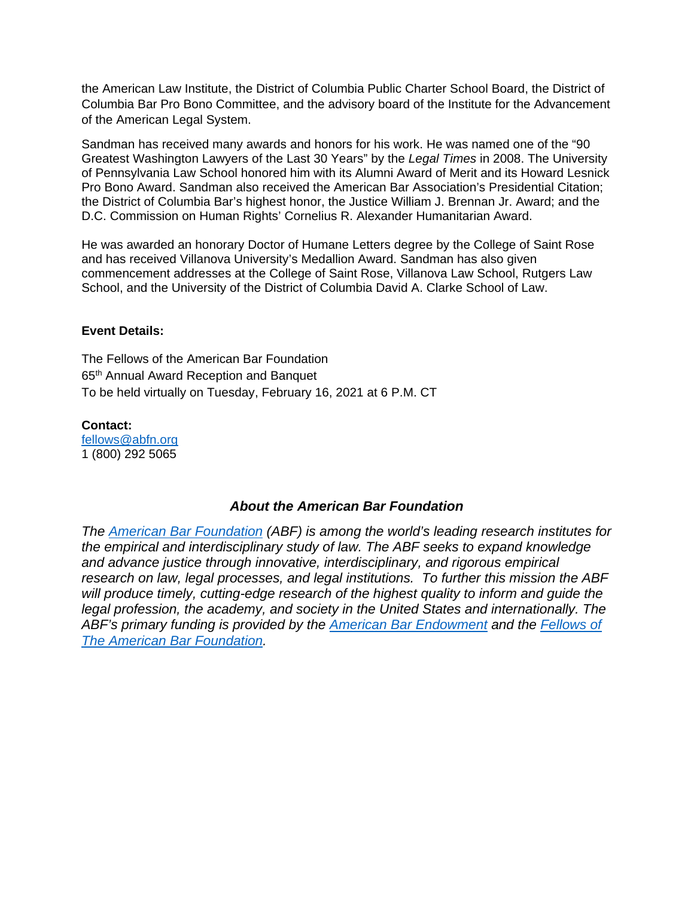the American Law Institute, the District of Columbia Public Charter School Board, the District of Columbia Bar Pro Bono Committee, and the advisory board of the Institute for the Advancement of the American Legal System.

Sandman has received many awards and honors for his work. He was named one of the "90 Greatest Washington Lawyers of the Last 30 Years" by the *Legal Times* in 2008. The University of Pennsylvania Law School honored him with its Alumni Award of Merit and its Howard Lesnick Pro Bono Award. Sandman also received the American Bar Association's Presidential Citation; the District of Columbia Bar's highest honor, the Justice William J. Brennan Jr. Award; and the D.C. Commission on Human Rights' Cornelius R. Alexander Humanitarian Award.

He was awarded an honorary Doctor of Humane Letters degree by the College of Saint Rose and has received Villanova University's Medallion Award. Sandman has also given commencement addresses at the College of Saint Rose, Villanova Law School, Rutgers Law School, and the University of the District of Columbia David A. Clarke School of Law.

**Event Details:**

The Fellows of the American Bar Foundation
65th Annual Award Reception and Banquet
To be held virtually on Tuesday, February 16, 2021 at 6 P.M. CT

**Contact:**
fellows@abfn.org
1 (800) 292 5065

### *About the American Bar Foundation*

*The American Bar Foundation (ABF) is among the world's leading research institutes for the empirical and interdisciplinary study of law. The ABF seeks to expand knowledge and advance justice through innovative, interdisciplinary, and rigorous empirical research on law, legal processes, and legal institutions. To further this mission the ABF will produce timely, cutting-edge research of the highest quality to inform and guide the legal profession, the academy, and society in the United States and internationally. The ABF's primary funding is provided by the American Bar Endowment and the Fellows of The American Bar Foundation.*